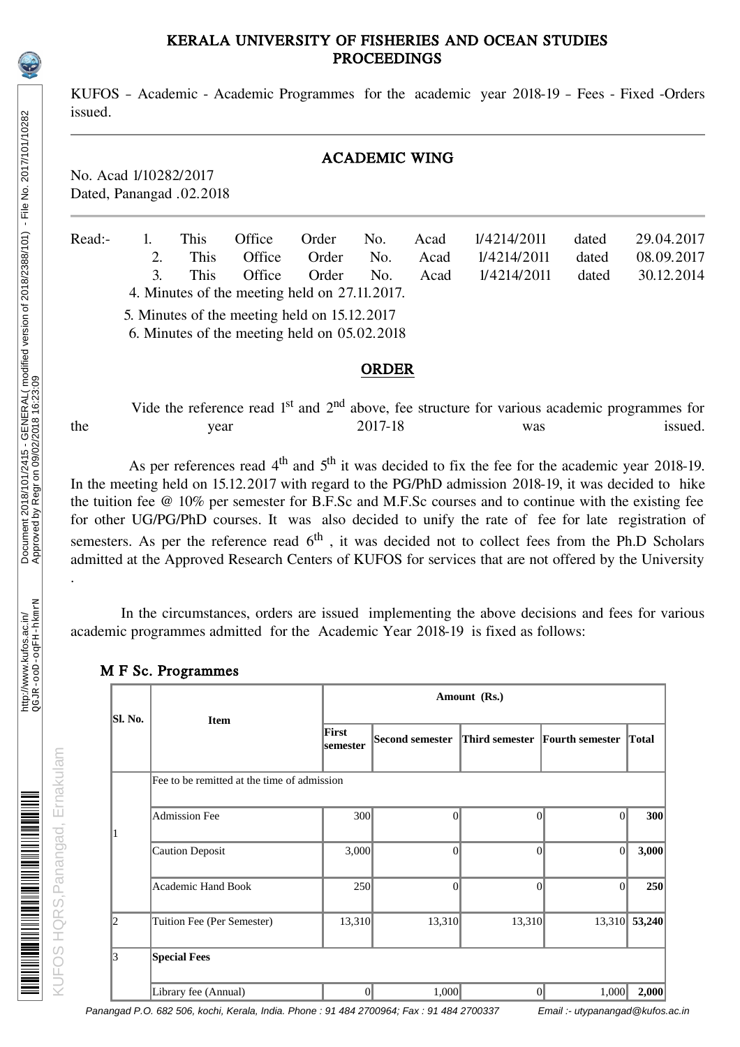# KERALA UNIVERSITY OF FISHERIES AND OCEAN STUDIES
## PROCEEDINGS

KUFOS – Academic - Academic Programmes for the academic year 2018-19 – Fees - Fixed -Orders issued.

---

## ACADEMIC WING

No. Acad I/10282/2017
Dated, Panangad .02.2018

---

Read:-
1. This Office Order No. Acad I/4214/2011 dated 29.04.2017
2. This Office Order No. Acad I/4214/2011 dated 08.09.2017
3. This Office Order No. Acad I/4214/2011 dated 30.12.2014
4. Minutes of the meeting held on 27.11.2017.
5. Minutes of the meeting held on 15.12.2017
6. Minutes of the meeting held on 05.02.2018

## ORDER

Vide the reference read 1st and 2nd above, fee structure for various academic programmes for the year 2017-18 was issued.

As per references read 4th and 5th it was decided to fix the fee for the academic year 2018-19. In the meeting held on 15.12.2017 with regard to the PG/PhD admission 2018-19, it was decided to hike the tuition fee @ 10% per semester for B.F.Sc and M.F.Sc courses and to continue with the existing fee for other UG/PG/PhD courses. It was also decided to unify the rate of fee for late registration of semesters. As per the reference read 6th , it was decided not to collect fees from the Ph.D Scholars admitted at the Approved Research Centers of KUFOS for services that are not offered by the University .

In the circumstances, orders are issued implementing the above decisions and fees for various academic programmes admitted for the Academic Year 2018-19 is fixed as follows:

### M F Sc. Programmes

| Sl. No. | Item | Amount (Rs.) | | | | |
|---|---|---|---|---|---|---|
| | | First semester | Second semester | Third semester | Fourth semester | Total |
| 1 | Fee to be remitted at the time of admission | | | | | |
| | Admission Fee | 300 | 0 | 0 | 0 | **300** |
| | Caution Deposit | 3,000 | 0 | 0 | 0 | **3,000** |
| | Academic Hand Book | 250 | 0 | 0 | 0 | **250** |
| 2 | Tuition Fee (Per Semester) | 13,310 | 13,310 | 13,310 | 13,310 | **53,240** |
| 3 | **Special Fees** | | | | | |
| | Library fee (Annual) | 0 | 1,000 | 0 | 1,000 | **2,000** |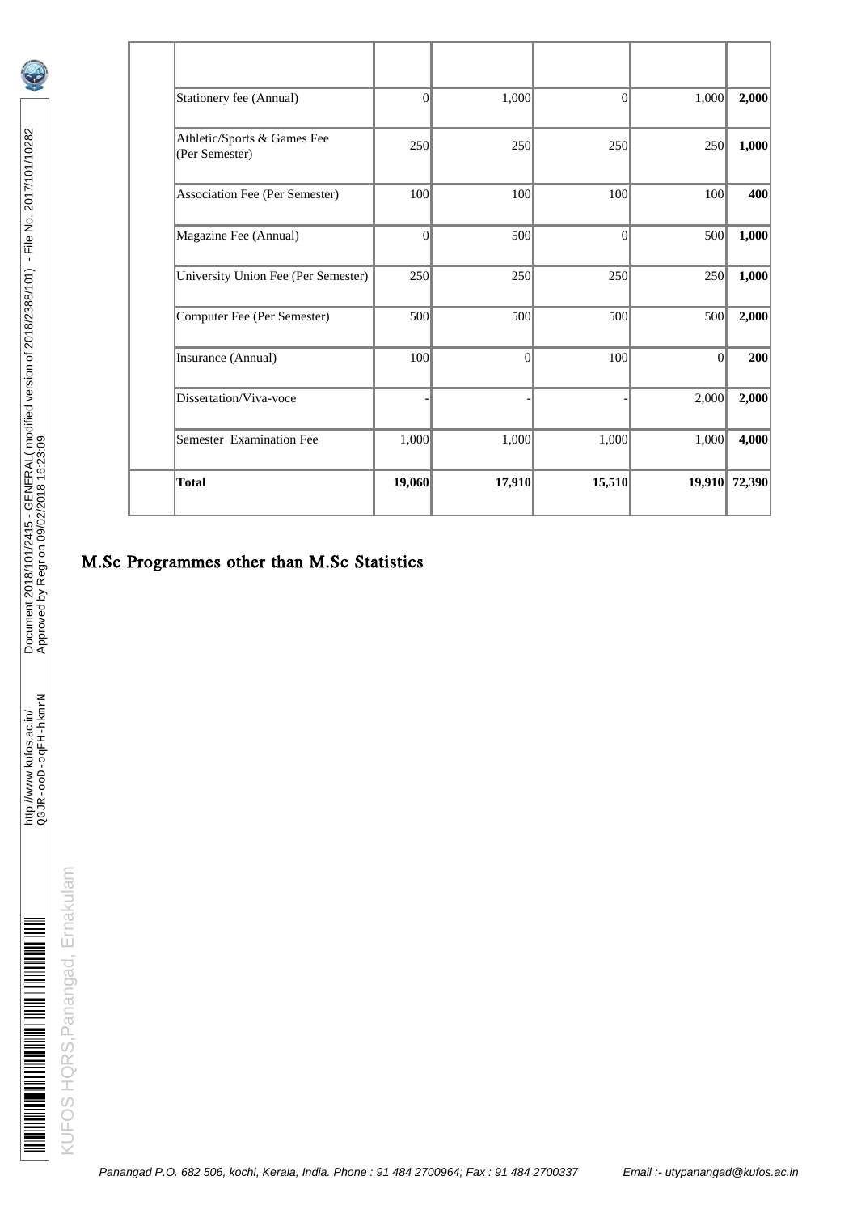| | | | | | | |
|---|---|---|---|---|---|---|
| | Stationery fee (Annual) | 0 | 1,000 | 0 | 1,000 | **2,000** |
| | Athletic/Sports & Games Fee (Per Semester) | 250 | 250 | 250 | 250 | **1,000** |
| | Association Fee (Per Semester) | 100 | 100 | 100 | 100 | **400** |
| | Magazine Fee (Annual) | 0 | 500 | 0 | 500 | **1,000** |
| | University Union Fee (Per Semester) | 250 | 250 | 250 | 250 | **1,000** |
| | Computer Fee (Per Semester) | 500 | 500 | 500 | 500 | **2,000** |
| | Insurance (Annual) | 100 | 0 | 100 | 0 | **200** |
| | Dissertation/Viva-voce | - | - | - | 2,000 | **2,000** |
| | Semester Examination Fee | 1,000 | 1,000 | 1,000 | 1,000 | **4,000** |
| | **Total** | **19,060** | **17,910** | **15,510** | **19,910** | **72,390** |

## M.Sc Programmes other than M.Sc Statistics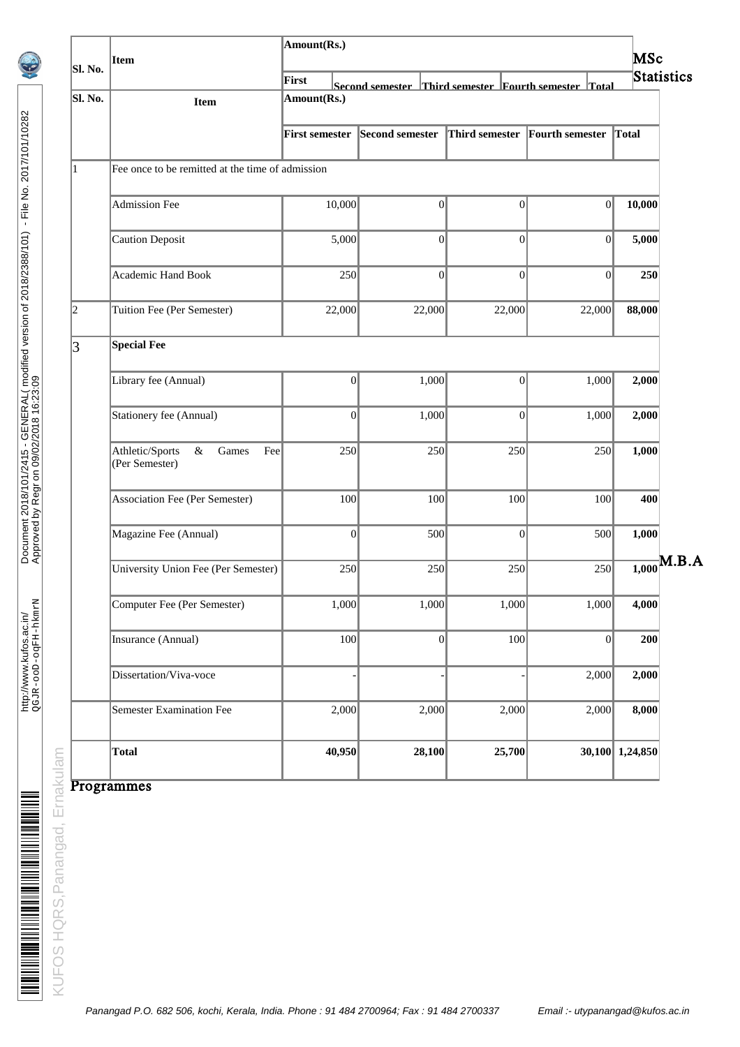| Sl. No. | Item | Amount(Rs.) | | | | |
|---|---|---|---|---|---|---|
| | | First semester | Second semester | Third semester | Fourth semester | Total |
| 1 | Fee once to be remitted at the time of admission | | | | | |
| | Admission Fee | 10,000 | 0 | 0 | 0 | **10,000** |
| | Caution Deposit | 5,000 | 0 | 0 | 0 | **5,000** |
| | Academic Hand Book | 250 | 0 | 0 | 0 | **250** |
| 2 | Tuition Fee (Per Semester) | 22,000 | 22,000 | 22,000 | 22,000 | **88,000** |
| 3 | **Special Fee** | | | | | |
| | Library fee (Annual) | 0 | 1,000 | 0 | 1,000 | **2,000** |
| | Stationery fee (Annual) | 0 | 1,000 | 0 | 1,000 | **2,000** |
| | Athletic/Sports & Games Fee (Per Semester) | 250 | 250 | 250 | 250 | **1,000** |
| | Association Fee (Per Semester) | 100 | 100 | 100 | 100 | **400** |
| | Magazine Fee (Annual) | 0 | 500 | 0 | 500 | **1,000** |
| | University Union Fee (Per Semester) | 250 | 250 | 250 | 250 | **1,000** |
| | Computer Fee (Per Semester) | 1,000 | 1,000 | 1,000 | 1,000 | **4,000** |
| | Insurance (Annual) | 100 | 0 | 100 | 0 | **200** |
| | Dissertation/Viva-voce | - | - | - | 2,000 | **2,000** |
| | Semester Examination Fee | 2,000 | 2,000 | 2,000 | 2,000 | **8,000** |
| | **Total** | **40,950** | **28,100** | **25,700** | **30,100** | **1,24,850** |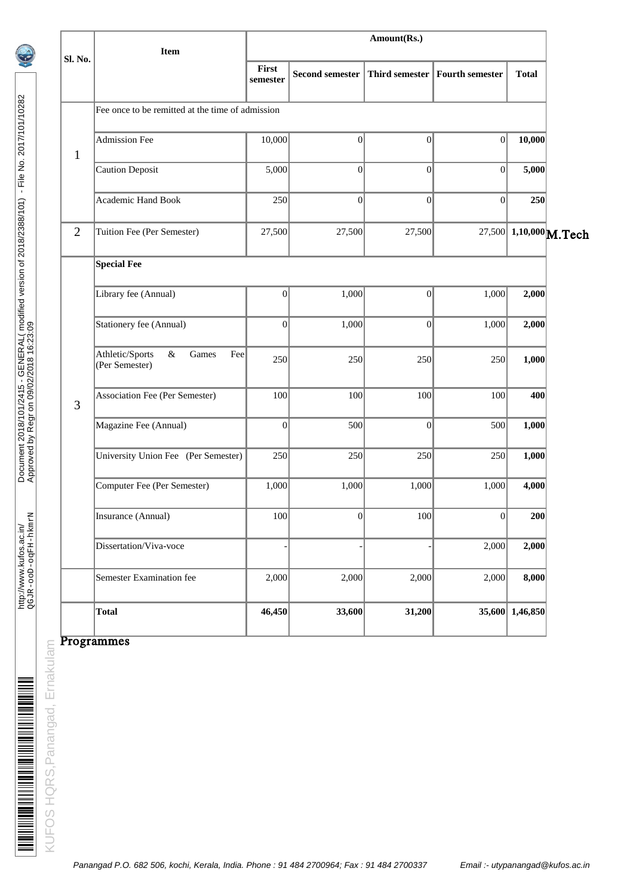| Sl. No. | Item | Amount(Rs.) | | | | |
|---|---|---|---|---|---|---|
| | | First semester | Second semester | Third semester | Fourth semester | Total |
| 1 | Fee once to be remitted at the time of admission | | | | | |
| | Admission Fee | 10,000 | 0 | 0 | 0 | **10,000** |
| | Caution Deposit | 5,000 | 0 | 0 | 0 | **5,000** |
| | Academic Hand Book | 250 | 0 | 0 | 0 | **250** |
| 2 | Tuition Fee (Per Semester) | 27,500 | 27,500 | 27,500 | 27,500 | **1,10,000** |
| 3 | **Special Fee** | | | | | |
| | Library fee (Annual) | 0 | 1,000 | 0 | 1,000 | **2,000** |
| | Stationery fee (Annual) | 0 | 1,000 | 0 | 1,000 | **2,000** |
| | Athletic/Sports & Games Fee (Per Semester) | 250 | 250 | 250 | 250 | **1,000** |
| | Association Fee (Per Semester) | 100 | 100 | 100 | 100 | **400** |
| | Magazine Fee (Annual) | 0 | 500 | 0 | 500 | **1,000** |
| | University Union Fee (Per Semester) | 250 | 250 | 250 | 250 | **1,000** |
| | Computer Fee (Per Semester) | 1,000 | 1,000 | 1,000 | 1,000 | **4,000** |
| | Insurance (Annual) | 100 | 0 | 100 | 0 | **200** |
| | Dissertation/Viva-voce | - | - | - | 2,000 | **2,000** |
| | Semester Examination fee | 2,000 | 2,000 | 2,000 | 2,000 | **8,000** |
| | **Total** | **46,450** | **33,600** | **31,200** | **35,600** | **1,46,850** |

M.Tech Programmes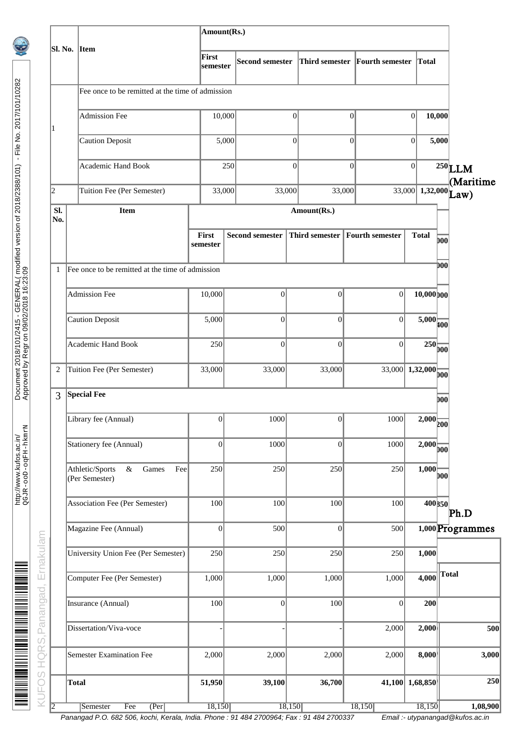## LLM (Maritime Law)

| Sl. No. | Item | Amount(Rs.) | | | | |
|---|---|---|---|---|---|---|
| | | First semester | Second semester | Third semester | Fourth semester | Total |
| 1 | Fee once to be remitted at the time of admission | | | | | |
| | Admission Fee | 10,000 | 0 | 0 | 0 | **10,000** |
| | Caution Deposit | 5,000 | 0 | 0 | 0 | **5,000** |
| | Academic Hand Book | 250 | 0 | 0 | 0 | **250** |
| 2 | Tuition Fee (Per Semester) | 33,000 | 33,000 | 33,000 | 33,000 | **1,32,000** |

| Sl. No. | Item | Amount(Rs.) | | | | |
|---|---|---|---|---|---|---|
| | | First semester | Second semester | Third semester | Fourth semester | Total |
| 1 | Fee once to be remitted at the time of admission | | | | | |
| | Admission Fee | 10,000 | 0 | 0 | 0 | **10,000** |
| | Caution Deposit | 5,000 | 0 | 0 | 0 | **5,000** |
| | Academic Hand Book | 250 | 0 | 0 | 0 | **250** |
| 2 | Tuition Fee (Per Semester) | 33,000 | 33,000 | 33,000 | 33,000 | **1,32,000** |
| 3 | **Special Fee** | | | | | |
| | Library fee (Annual) | 0 | 1000 | 0 | 1000 | **2,000** |
| | Stationery fee (Annual) | 0 | 1000 | 0 | 1000 | **2,000** |
| | Athletic/Sports & Games Fee (Per Semester) | 250 | 250 | 250 | 250 | **1,000** |
| | Association Fee (Per Semester) | 100 | 100 | 100 | 100 | **400** |
| | Magazine Fee (Annual) | 0 | 500 | 0 | 500 | **1,000** |
| | University Union Fee (Per Semester) | 250 | 250 | 250 | 250 | **1,000** |
| | Computer Fee (Per Semester) | 1,000 | 1,000 | 1,000 | 1,000 | **4,000** |
| | Insurance (Annual) | 100 | 0 | 100 | 0 | **200** |
| | Dissertation/Viva-voce | - | - | - | 2,000 | **2,000** |
| | Semester Examination Fee | 2,000 | 2,000 | 2,000 | 2,000 | **8,000** |
| | **Total** | **51,950** | **39,100** | **36,700** | **41,100** | **1,68,850** |

## Ph.D Programmes

| | Total |
|---|---|
| | 500 |
| | 3,000 |
| | 250 |
| 2 Semester Fee (Per | 18,150 18,150 18,150 18,150 1,08,900 |

Panangad P.O. 682 506, kochi, Kerala, India. Phone : 91 484 2700964; Fax : 91 484 2700337 Email :- utypanangad@kufos.ac.in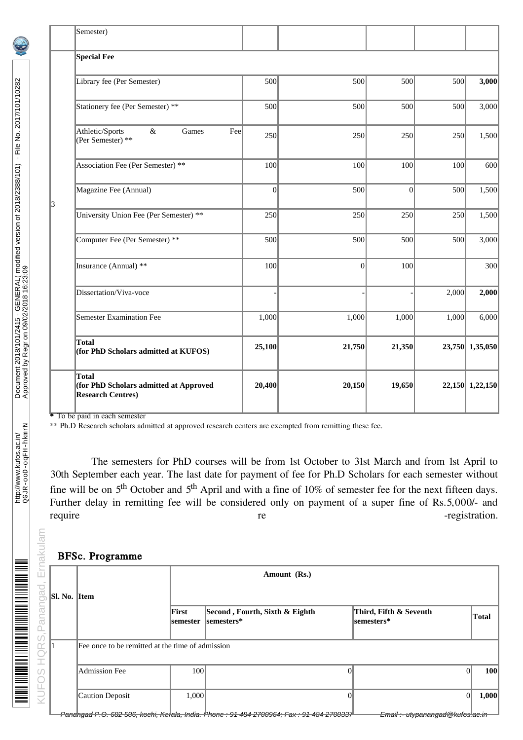| | Semester) | | | | | |
|---|---|---|---|---|---|---|
| | **Special Fee** | | | | | |
| 3 | Library fee (Per Semester) | 500 | 500 | 500 | 500 | **3,000** |
| | Stationery fee (Per Semester) ** | 500 | 500 | 500 | 500 | 3,000 |
| | Athletic/Sports & Games Fee (Per Semester) ** | 250 | 250 | 250 | 250 | 1,500 |
| | Association Fee (Per Semester) ** | 100 | 100 | 100 | 100 | 600 |
| | Magazine Fee (Annual) | 0 | 500 | 0 | 500 | 1,500 |
| | University Union Fee (Per Semester) ** | 250 | 250 | 250 | 250 | 1,500 |
| | Computer Fee (Per Semester) ** | 500 | 500 | 500 | 500 | 3,000 |
| | Insurance (Annual) ** | 100 | 0 | 100 | | 300 |
| | Dissertation/Viva-voce | - | - | - | 2,000 | **2,000** |
| | Semester Examination Fee | 1,000 | 1,000 | 1,000 | 1,000 | 6,000 |
| | **Total (for PhD Scholars admitted at KUFOS)** | **25,100** | **21,750** | **21,350** | **23,750** | **1,35,050** |
| | **Total (for PhD Scholars admitted at Approved Research Centres)** | **20,400** | **20,150** | **19,650** | **22,150** | **1,22,150** |

* To be paid in each semester

** Ph.D Research scholars admitted at approved research centers are exempted from remitting these fee.

The semesters for PhD courses will be from 1st October to 31st March and from 1st April to 30th September each year. The last date for payment of fee for Ph.D Scholars for each semester without fine will be on 5th October and 5th April and with a fine of 10% of semester fee for the next fifteen days. Further delay in remitting fee will be considered only on payment of a super fine of Rs.5,000/- and require re -registration.

## BFSc. Programme

| Sl. No. | Item | Amount (Rs.) | | | |
|---|---|---|---|---|---|
| | | First semester | Second , Fourth, Sixth & Eighth semesters* | Third, Fifth & Seventh semesters* | Total |
| 1 | Fee once to be remitted at the time of admission | | | | |
| | Admission Fee | 100 | 0 | 0 | **100** |
| | Caution Deposit | 1,000 | 0 | 0 | **1,000** |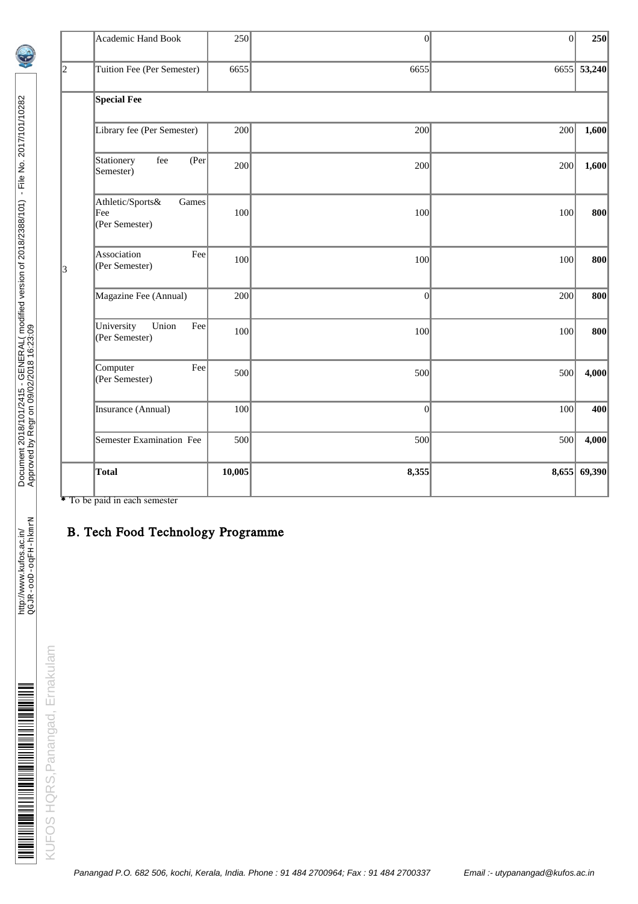| | Academic Hand Book | 250 | 0 | 0 | **250** |
|---|---|---|---|---|---|
| 2 | Tuition Fee (Per Semester) | 6655 | 6655 | 6655 | **53,240** |
| 3 | **Special Fee** | | | | |
| | Library fee (Per Semester) | 200 | 200 | 200 | **1,600** |
| | Stationery fee (Per Semester) | 200 | 200 | 200 | **1,600** |
| | Athletic/Sports& Games Fee (Per Semester) | 100 | 100 | 100 | **800** |
| | Association Fee (Per Semester) | 100 | 100 | 100 | **800** |
| | Magazine Fee (Annual) | 200 | 0 | 200 | **800** |
| | University Union Fee (Per Semester) | 100 | 100 | 100 | **800** |
| | Computer Fee (Per Semester) | 500 | 500 | 500 | **4,000** |
| | Insurance (Annual) | 100 | 0 | 100 | **400** |
| | Semester Examination Fee | 500 | 500 | 500 | **4,000** |
| | **Total** | **10,005** | **8,355** | **8,655** | **69,390** |

* To be paid in each semester

## B. Tech Food Technology Programme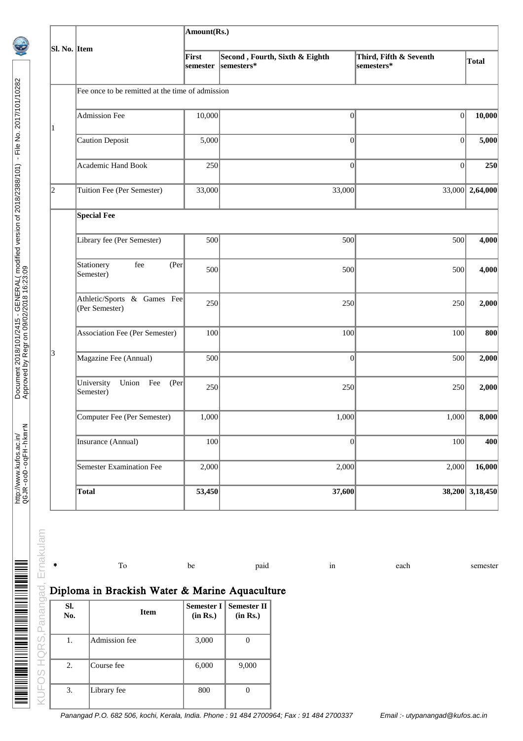| Sl. No. | Item | Amount(Rs.) | | | |
|---|---|---|---|---|---|
| | | First semester | Second , Fourth, Sixth & Eighth semesters* | Third, Fifth & Seventh semesters* | Total |
| 1 | Fee once to be remitted at the time of admission | | | | |
| | Admission Fee | 10,000 | 0 | 0 | **10,000** |
| | Caution Deposit | 5,000 | 0 | 0 | **5,000** |
| | Academic Hand Book | 250 | 0 | 0 | **250** |
| 2 | Tuition Fee (Per Semester) | 33,000 | 33,000 | 33,000 | **2,64,000** |
| 3 | **Special Fee** | | | | |
| | Library fee (Per Semester) | 500 | 500 | 500 | **4,000** |
| | Stationery fee (Per Semester) | 500 | 500 | 500 | **4,000** |
| | Athletic/Sports & Games Fee (Per Semester) | 250 | 250 | 250 | **2,000** |
| | Association Fee (Per Semester) | 100 | 100 | 100 | **800** |
| | Magazine Fee (Annual) | 500 | 0 | 500 | **2,000** |
| | University Union Fee (Per Semester) | 250 | 250 | 250 | **2,000** |
| | Computer Fee (Per Semester) | 1,000 | 1,000 | 1,000 | **8,000** |
| | Insurance (Annual) | 100 | 0 | 100 | **400** |
| | Semester Examination Fee | 2,000 | 2,000 | 2,000 | **16,000** |
| | **Total** | **53,450** | **37,600** | **38,200** | **3,18,450** |

\* To be paid in each semester

## Diploma in Brackish Water & Marine Aquaculture

| Sl. No. | Item | Semester I (in Rs.) | Semester II (in Rs.) |
|---|---|---|---|
| 1. | Admission fee | 3,000 | 0 |
| 2. | Course fee | 6,000 | 9,000 |
| 3. | Library fee | 800 | 0 |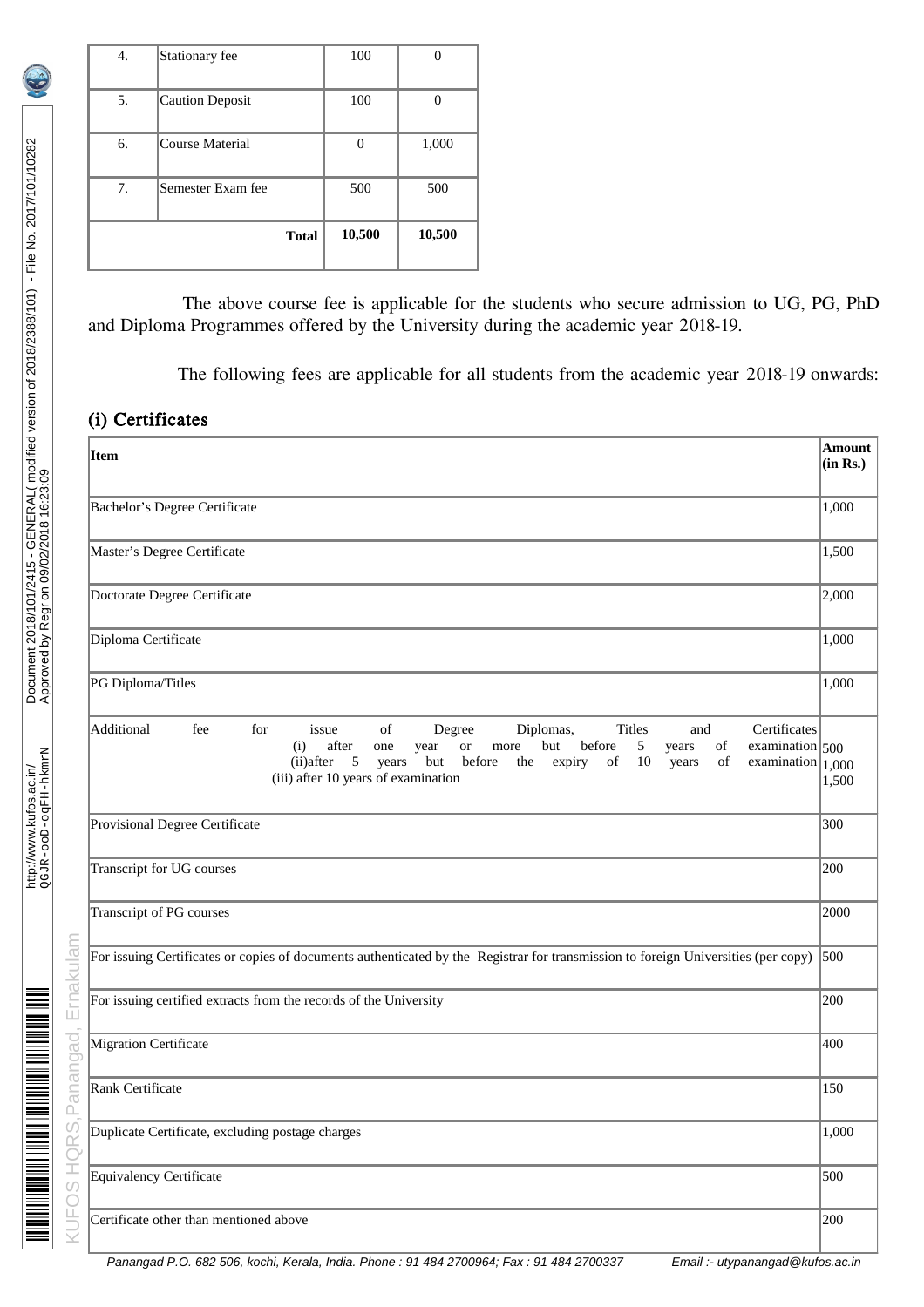| 4. | Stationary fee | 100 | 0 |
|---|---|---|---|
| 5. | Caution Deposit | 100 | 0 |
| 6. | Course Material | 0 | 1,000 |
| 7. | Semester Exam fee | 500 | 500 |
| | **Total** | **10,500** | **10,500** |

The above course fee is applicable for the students who secure admission to UG, PG, PhD and Diploma Programmes offered by the University during the academic year 2018-19.

The following fees are applicable for all students from the academic year 2018-19 onwards:

## (i) Certificates

| **Item** | **Amount (in Rs.)** |
|---|---|
| Bachelor's Degree Certificate | 1,000 |
| Master's Degree Certificate | 1,500 |
| Doctorate Degree Certificate | 2,000 |
| Diploma Certificate | 1,000 |
| PG Diploma/Titles | 1,000 |
| Additional fee for issue of Degree Diplomas, Titles and Certificates (i) after one year or more but before 5 years of examination (ii)after 5 years but before the expiry of 10 years of examination (iii) after 10 years of examination | 500 1,000 1,500 |
| Provisional Degree Certificate | 300 |
| Transcript for UG courses | 200 |
| Transcript of PG courses | 2000 |
| For issuing Certificates or copies of documents authenticated by the Registrar for transmission to foreign Universities (per copy) | 500 |
| For issuing certified extracts from the records of the University | 200 |
| Migration Certificate | 400 |
| Rank Certificate | 150 |
| Duplicate Certificate, excluding postage charges | 1,000 |
| Equivalency Certificate | 500 |
| Certificate other than mentioned above | 200 |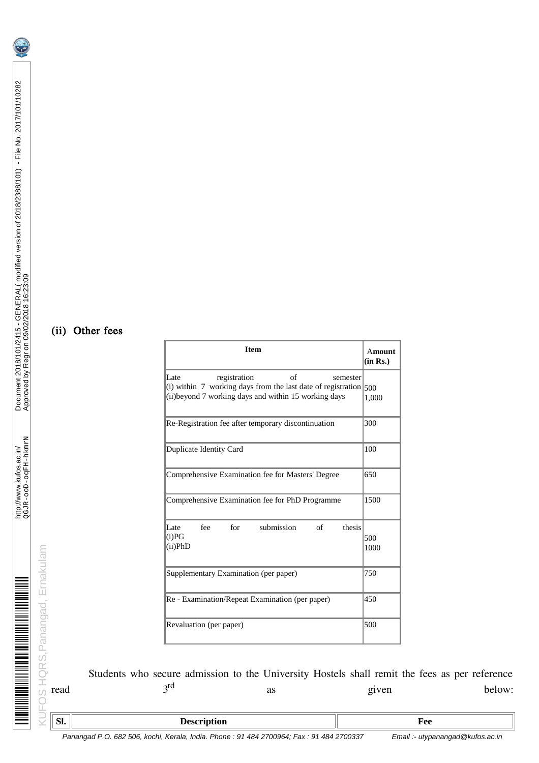### (ii) Other fees

| Item | Amount (in Rs.) |
|---|---|
| Late registration of semester<br>(i) within 7 working days from the last date of registration<br>(ii)beyond 7 working days and within 15 working days | 500<br>1,000 |
| Re-Registration fee after temporary discontinuation | 300 |
| Duplicate Identity Card | 100 |
| Comprehensive Examination fee for Masters' Degree | 650 |
| Comprehensive Examination fee for PhD Programme | 1500 |
| Late fee for submission of thesis<br>(i)PG<br>(ii)PhD | 500<br>1000 |
| Supplementary Examination (per paper) | 750 |
| Re - Examination/Repeat Examination (per paper) | 450 |
| Revaluation (per paper) | 500 |

Students who secure admission to the University Hostels shall remit the fees as per reference read 3rd as given below:

| Sl. | Description | Fee |
|---|---|---|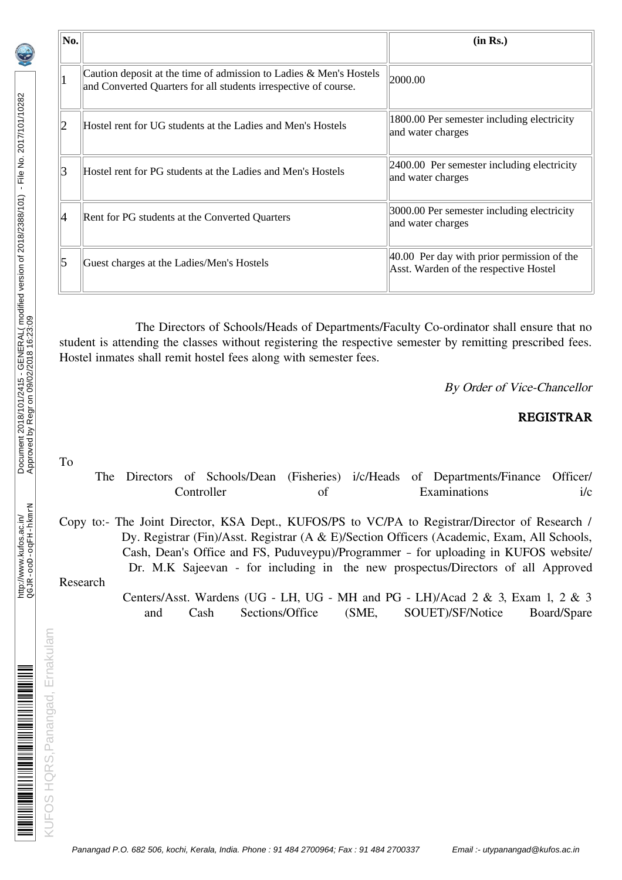| No. | | (in Rs.) |
|---|---|---|
| 1 | Caution deposit at the time of admission to Ladies & Men's Hostels and Converted Quarters for all students irrespective of course. | 2000.00 |
| 2 | Hostel rent for UG students at the Ladies and Men's Hostels | 1800.00 Per semester including electricity and water charges |
| 3 | Hostel rent for PG students at the Ladies and Men's Hostels | 2400.00 Per semester including electricity and water charges |
| 4 | Rent for PG students at the Converted Quarters | 3000.00 Per semester including electricity and water charges |
| 5 | Guest charges at the Ladies/Men's Hostels | 40.00 Per day with prior permission of the Asst. Warden of the respective Hostel |

The Directors of Schools/Heads of Departments/Faculty Co-ordinator shall ensure that no student is attending the classes without registering the respective semester by remitting prescribed fees. Hostel inmates shall remit hostel fees along with semester fees.

*By Order of Vice-Chancellor*

**REGISTRAR**

To

The Directors of Schools/Dean (Fisheries) i/c/Heads of Departments/Finance Officer/ Controller of Examinations i/c

Copy to:- The Joint Director, KSA Dept., KUFOS/PS to VC/PA to Registrar/Director of Research / Dy. Registrar (Fin)/Asst. Registrar (A & E)/Section Officers (Academic, Exam, All Schools, Cash, Dean's Office and FS, Puduveypu)/Programmer - for uploading in KUFOS website/ Dr. M.K Sajeevan - for including in the new prospectus/Directors of all Approved Research Centers/Asst. Wardens (UG - LH, UG - MH and PG - LH)/Acad 2 & 3, Exam 1, 2 & 3 and Cash Sections/Office (SME, SOUET)/SF/Notice Board/Spare